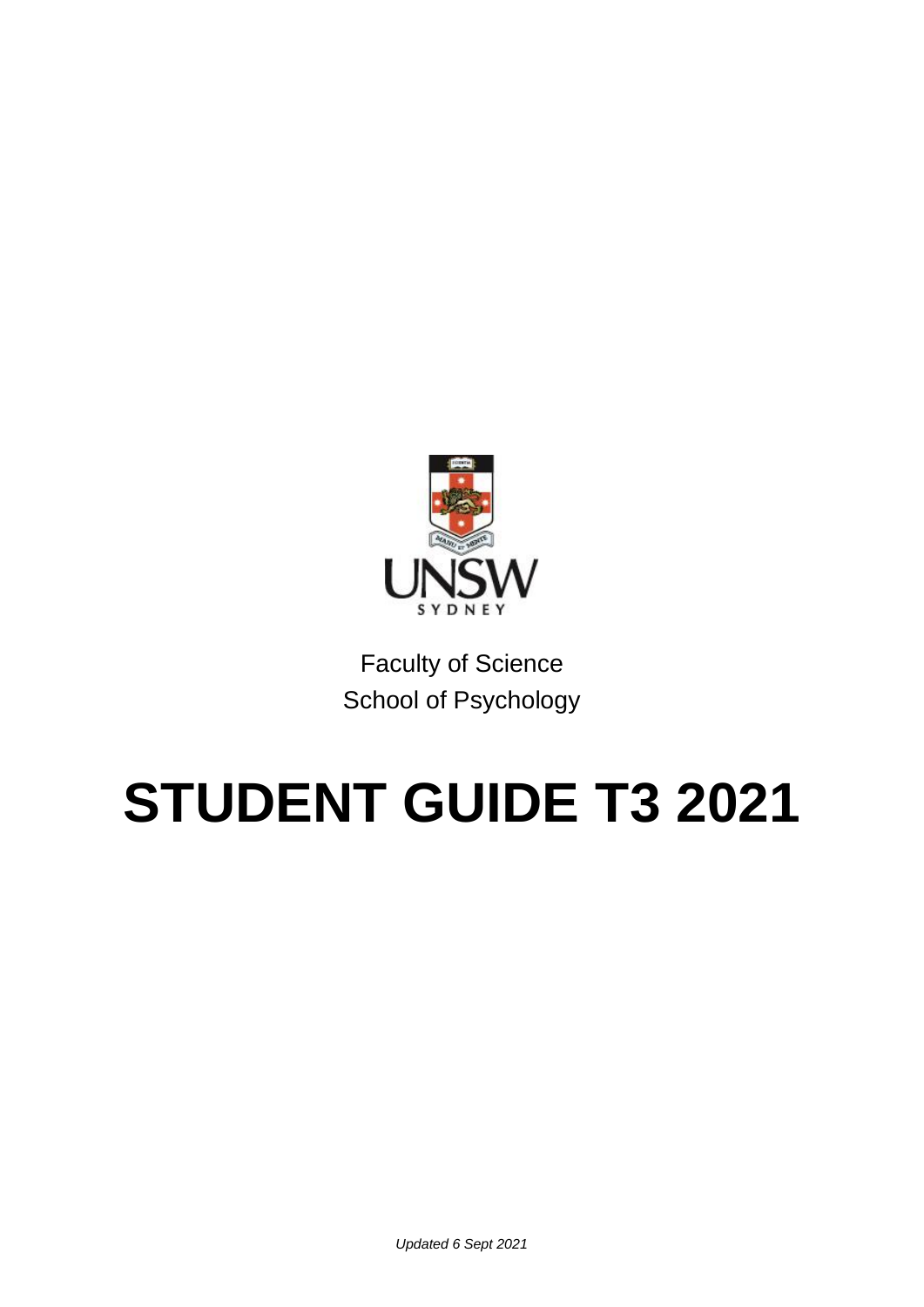UNSW SYDNEY

Faculty of Science
School of Psychology

# STUDENT GUIDE T3 2021

*Updated 6 Sept 2021*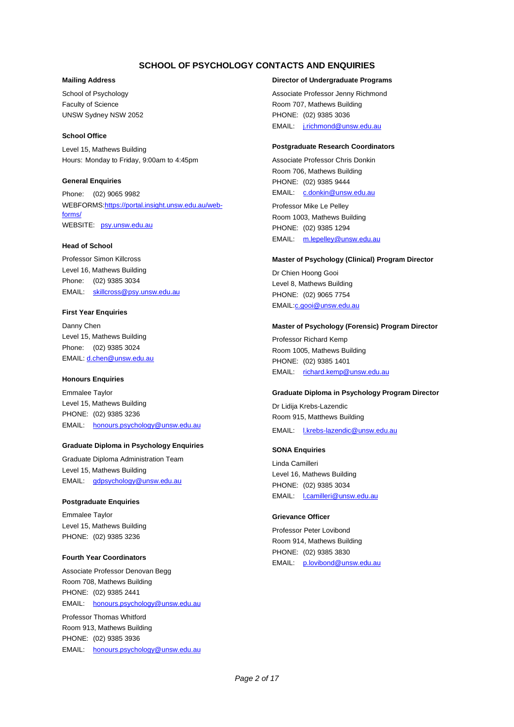# SCHOOL OF PSYCHOLOGY CONTACTS AND ENQUIRIES

**Mailing Address**

School of Psychology
Faculty of Science
UNSW Sydney NSW 2052

**School Office**

Level 15, Mathews Building
Hours: Monday to Friday, 9:00am to 4:45pm

**General Enquiries**

Phone: (02) 9065 9982
WEBFORMS: https://portal.insight.unsw.edu.au/web-forms/
WEBSITE: psy.unsw.edu.au

**Head of School**

Professor Simon Killcross
Level 16, Mathews Building
Phone: (02) 9385 3034
EMAIL: skillcross@psy.unsw.edu.au

**First Year Enquiries**

Danny Chen
Level 15, Mathews Building
Phone: (02) 9385 3024
EMAIL: d.chen@unsw.edu.au

**Honours Enquiries**

Emmalee Taylor
Level 15, Mathews Building
PHONE: (02) 9385 3236
EMAIL: honours.psychology@unsw.edu.au

**Graduate Diploma in Psychology Enquiries**

Graduate Diploma Administration Team
Level 15, Mathews Building
EMAIL: gdpsychology@unsw.edu.au

**Postgraduate Enquiries**

Emmalee Taylor
Level 15, Mathews Building
PHONE: (02) 9385 3236

**Fourth Year Coordinators**

Associate Professor Denovan Begg
Room 708, Mathews Building
PHONE: (02) 9385 2441
EMAIL: honours.psychology@unsw.edu.au

Professor Thomas Whitford
Room 913, Mathews Building
PHONE: (02) 9385 3936
EMAIL: honours.psychology@unsw.edu.au

**Director of Undergraduate Programs**

Associate Professor Jenny Richmond
Room 707, Mathews Building
PHONE: (02) 9385 3036
EMAIL: j.richmond@unsw.edu.au

**Postgraduate Research Coordinators**

Associate Professor Chris Donkin
Room 706, Mathews Building
PHONE: (02) 9385 9444
EMAIL: c.donkin@unsw.edu.au

Professor Mike Le Pelley
Room 1003, Mathews Building
PHONE: (02) 9385 1294
EMAIL: m.lepelley@unsw.edu.au

**Master of Psychology (Clinical) Program Director**

Dr Chien Hoong Gooi
Level 8, Mathews Building
PHONE: (02) 9065 7754
EMAIL: c.gooi@unsw.edu.au

**Master of Psychology (Forensic) Program Director**

Professor Richard Kemp
Room 1005, Mathews Building
PHONE: (02) 9385 1401
EMAIL: richard.kemp@unsw.edu.au

**Graduate Diploma in Psychology Program Director**

Dr Lidija Krebs-Lazendic
Room 915, Matthews Building
EMAIL: l.krebs-lazendic@unsw.edu.au

**SONA Enquiries**

Linda Camilleri
Level 16, Mathews Building
PHONE: (02) 9385 3034
EMAIL: l.camilleri@unsw.edu.au

**Grievance Officer**

Professor Peter Lovibond
Room 914, Mathews Building
PHONE: (02) 9385 3830
EMAIL: p.lovibond@unsw.edu.au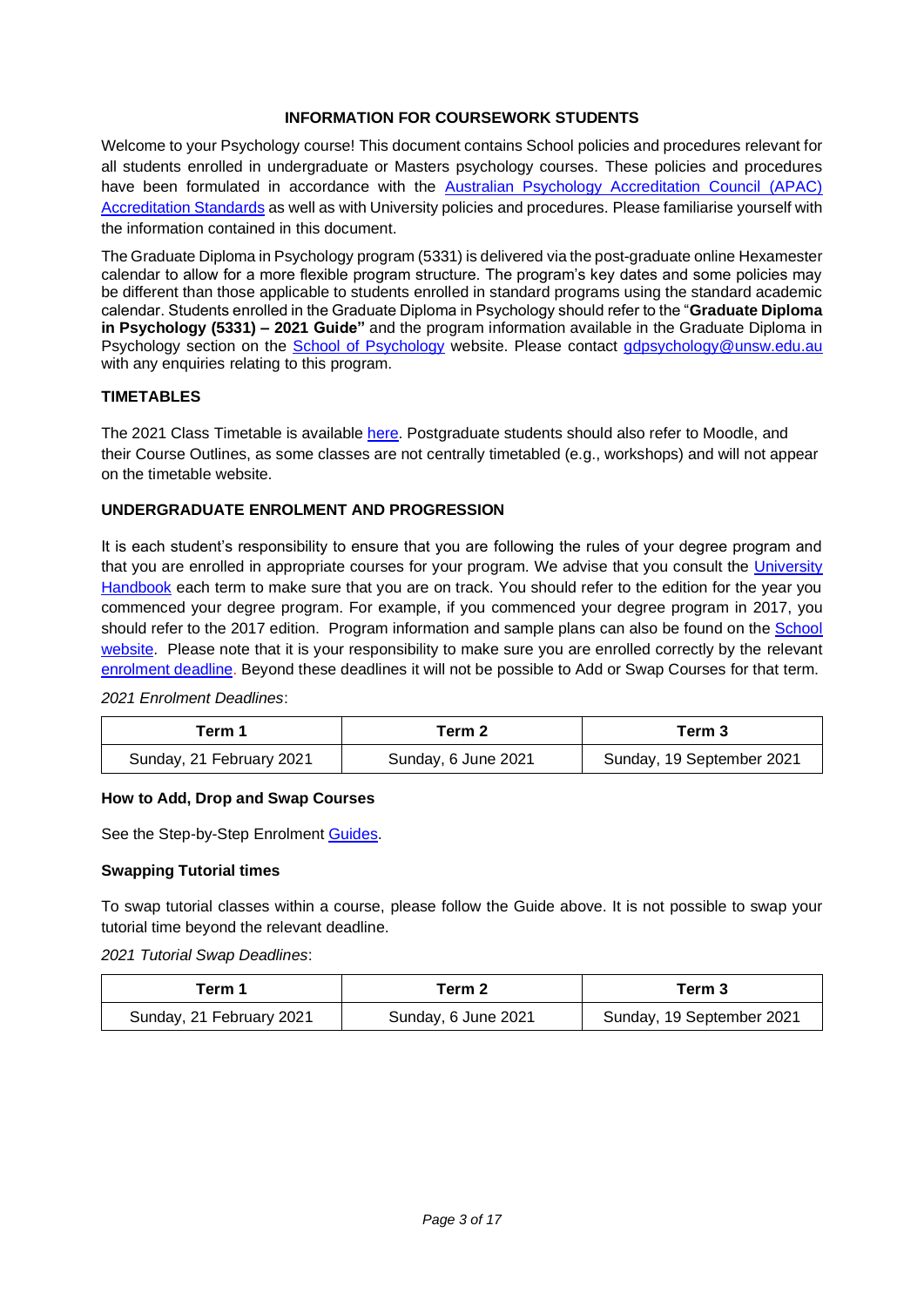## INFORMATION FOR COURSEWORK STUDENTS

Welcome to your Psychology course! This document contains School policies and procedures relevant for all students enrolled in undergraduate or Masters psychology courses. These policies and procedures have been formulated in accordance with the Australian Psychology Accreditation Council (APAC) Accreditation Standards as well as with University policies and procedures. Please familiarise yourself with the information contained in this document.

The Graduate Diploma in Psychology program (5331) is delivered via the post-graduate online Hexamester calendar to allow for a more flexible program structure. The program's key dates and some policies may be different than those applicable to students enrolled in standard programs using the standard academic calendar. Students enrolled in the Graduate Diploma in Psychology should refer to the "**Graduate Diploma in Psychology (5331) – 2021 Guide"** and the program information available in the Graduate Diploma in Psychology section on the School of Psychology website. Please contact gdpsychology@unsw.edu.au with any enquiries relating to this program.

### TIMETABLES

The 2021 Class Timetable is available here. Postgraduate students should also refer to Moodle, and their Course Outlines, as some classes are not centrally timetabled (e.g., workshops) and will not appear on the timetable website.

### UNDERGRADUATE ENROLMENT AND PROGRESSION

It is each student's responsibility to ensure that you are following the rules of your degree program and that you are enrolled in appropriate courses for your program. We advise that you consult the University Handbook each term to make sure that you are on track. You should refer to the edition for the year you commenced your degree program. For example, if you commenced your degree program in 2017, you should refer to the 2017 edition. Program information and sample plans can also be found on the School website. Please note that it is your responsibility to make sure you are enrolled correctly by the relevant enrolment deadline. Beyond these deadlines it will not be possible to Add or Swap Courses for that term.

*2021 Enrolment Deadlines*:

| Term 1 | Term 2 | Term 3 |
|---|---|---|
| Sunday, 21 February 2021 | Sunday, 6 June 2021 | Sunday, 19 September 2021 |

#### How to Add, Drop and Swap Courses

See the Step-by-Step Enrolment Guides.

#### Swapping Tutorial times

To swap tutorial classes within a course, please follow the Guide above. It is not possible to swap your tutorial time beyond the relevant deadline.

*2021 Tutorial Swap Deadlines*:

| Term 1 | Term 2 | Term 3 |
|---|---|---|
| Sunday, 21 February 2021 | Sunday, 6 June 2021 | Sunday, 19 September 2021 |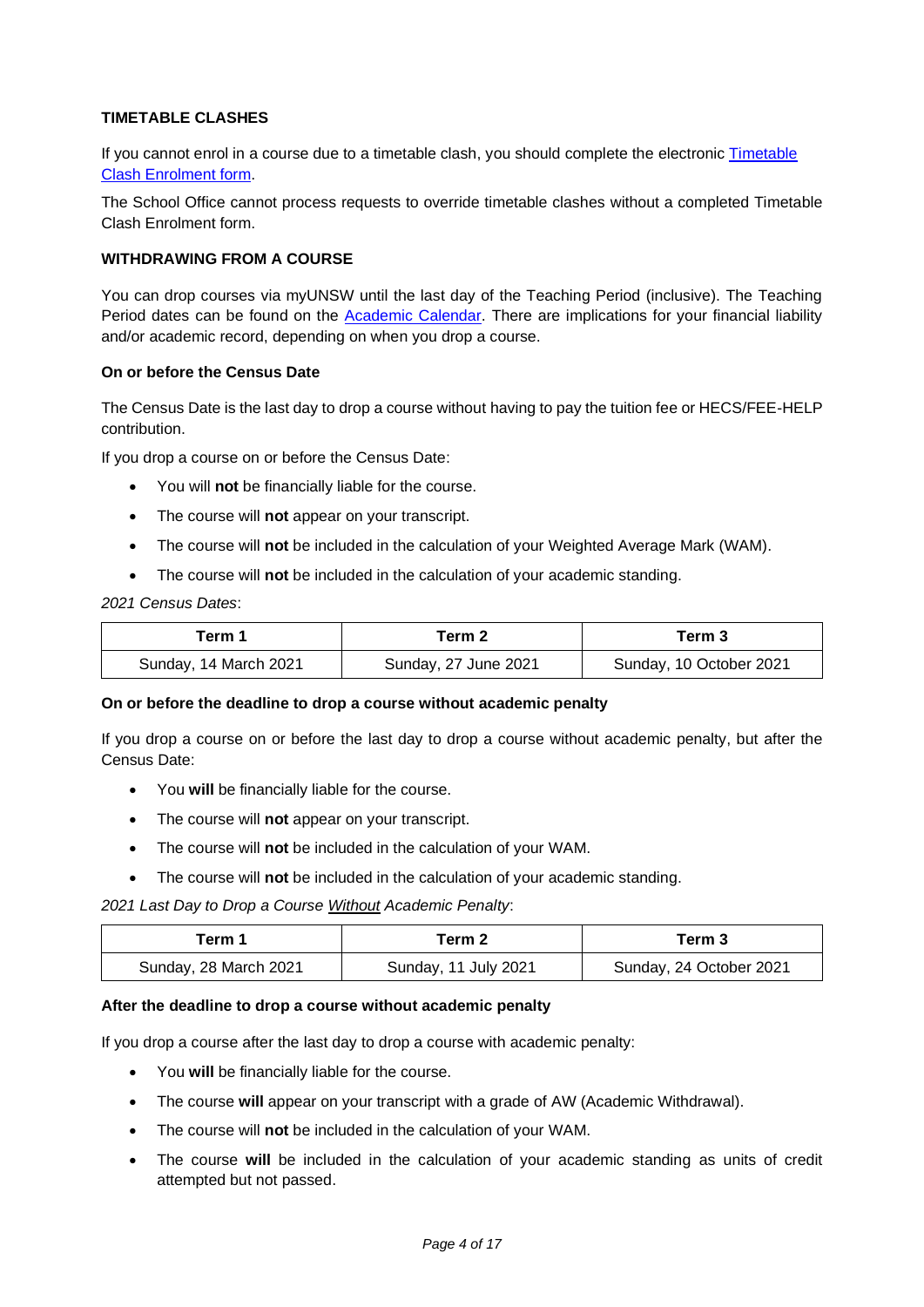### TIMETABLE CLASHES

If you cannot enrol in a course due to a timetable clash, you should complete the electronic [Timetable Clash Enrolment form](#).

The School Office cannot process requests to override timetable clashes without a completed Timetable Clash Enrolment form.

### WITHDRAWING FROM A COURSE

You can drop courses via myUNSW until the last day of the Teaching Period (inclusive). The Teaching Period dates can be found on the [Academic Calendar](#). There are implications for your financial liability and/or academic record, depending on when you drop a course.

#### On or before the Census Date

The Census Date is the last day to drop a course without having to pay the tuition fee or HECS/FEE-HELP contribution.

If you drop a course on or before the Census Date:

- You will **not** be financially liable for the course.
- The course will **not** appear on your transcript.
- The course will **not** be included in the calculation of your Weighted Average Mark (WAM).
- The course will **not** be included in the calculation of your academic standing.

*2021 Census Dates*:

| Term 1 | Term 2 | Term 3 |
|---|---|---|
| Sunday, 14 March 2021 | Sunday, 27 June 2021 | Sunday, 10 October 2021 |

#### On or before the deadline to drop a course without academic penalty

If you drop a course on or before the last day to drop a course without academic penalty, but after the Census Date:

- You **will** be financially liable for the course.
- The course will **not** appear on your transcript.
- The course will **not** be included in the calculation of your WAM.
- The course will **not** be included in the calculation of your academic standing.

*2021 Last Day to Drop a Course <u>Without</u> Academic Penalty*:

| Term 1 | Term 2 | Term 3 |
|---|---|---|
| Sunday, 28 March 2021 | Sunday, 11 July 2021 | Sunday, 24 October 2021 |

#### After the deadline to drop a course without academic penalty

If you drop a course after the last day to drop a course with academic penalty:

- You **will** be financially liable for the course.
- The course **will** appear on your transcript with a grade of AW (Academic Withdrawal).
- The course will **not** be included in the calculation of your WAM.
- The course **will** be included in the calculation of your academic standing as units of credit attempted but not passed.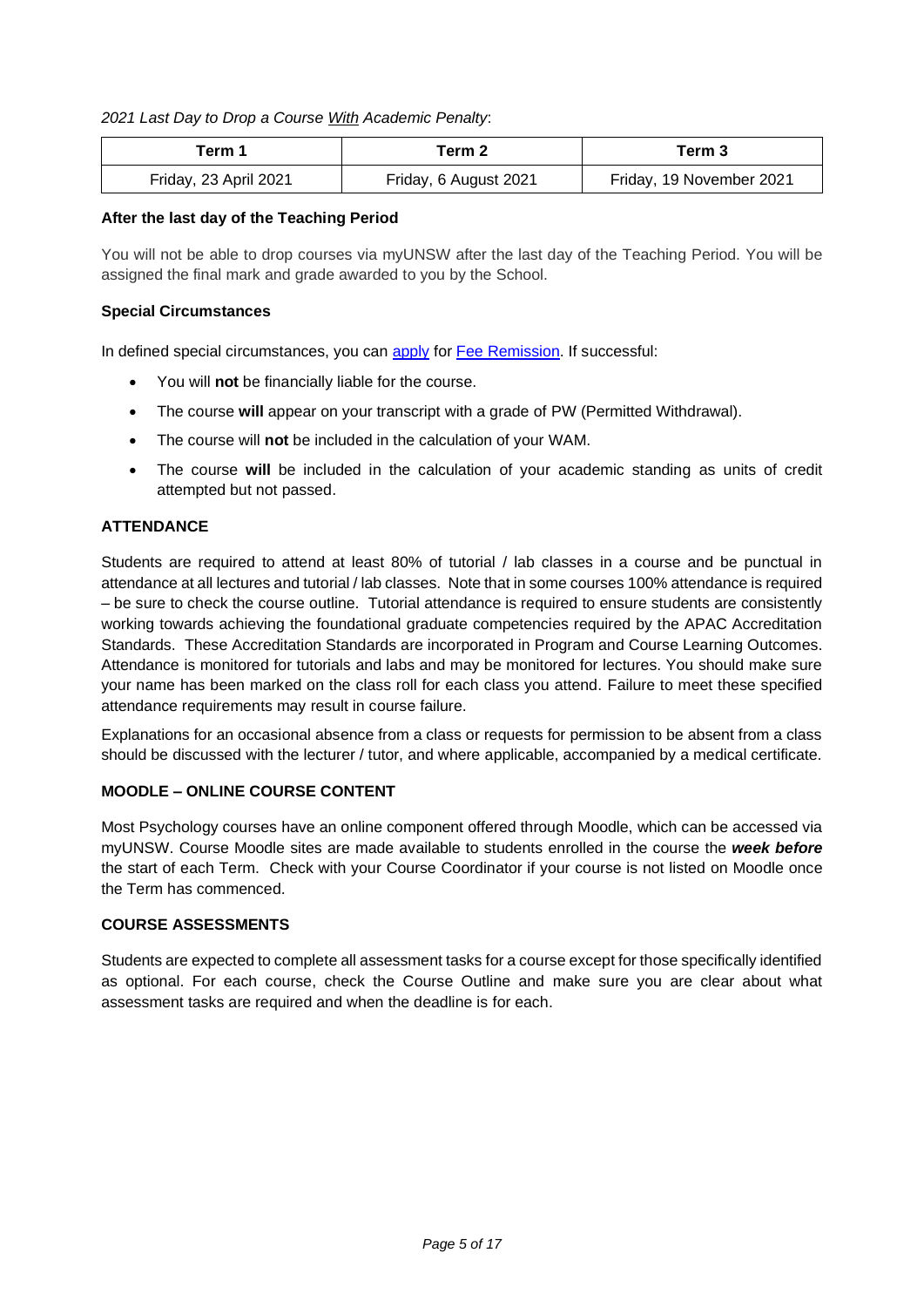*2021 Last Day to Drop a Course With Academic Penalty*:

| Term 1 | Term 2 | Term 3 |
| --- | --- | --- |
| Friday, 23 April 2021 | Friday, 6 August 2021 | Friday, 19 November 2021 |

**After the last day of the Teaching Period**

You will not be able to drop courses via myUNSW after the last day of the Teaching Period. You will be assigned the final mark and grade awarded to you by the School.

**Special Circumstances**

In defined special circumstances, you can apply for Fee Remission. If successful:

- You will **not** be financially liable for the course.
- The course **will** appear on your transcript with a grade of PW (Permitted Withdrawal).
- The course will **not** be included in the calculation of your WAM.
- The course **will** be included in the calculation of your academic standing as units of credit attempted but not passed.

**ATTENDANCE**

Students are required to attend at least 80% of tutorial / lab classes in a course and be punctual in attendance at all lectures and tutorial / lab classes. Note that in some courses 100% attendance is required – be sure to check the course outline. Tutorial attendance is required to ensure students are consistently working towards achieving the foundational graduate competencies required by the APAC Accreditation Standards. These Accreditation Standards are incorporated in Program and Course Learning Outcomes. Attendance is monitored for tutorials and labs and may be monitored for lectures. You should make sure your name has been marked on the class roll for each class you attend. Failure to meet these specified attendance requirements may result in course failure.

Explanations for an occasional absence from a class or requests for permission to be absent from a class should be discussed with the lecturer / tutor, and where applicable, accompanied by a medical certificate.

**MOODLE – ONLINE COURSE CONTENT**

Most Psychology courses have an online component offered through Moodle, which can be accessed via myUNSW. Course Moodle sites are made available to students enrolled in the course the ***week before*** the start of each Term. Check with your Course Coordinator if your course is not listed on Moodle once the Term has commenced.

**COURSE ASSESSMENTS**

Students are expected to complete all assessment tasks for a course except for those specifically identified as optional. For each course, check the Course Outline and make sure you are clear about what assessment tasks are required and when the deadline is for each.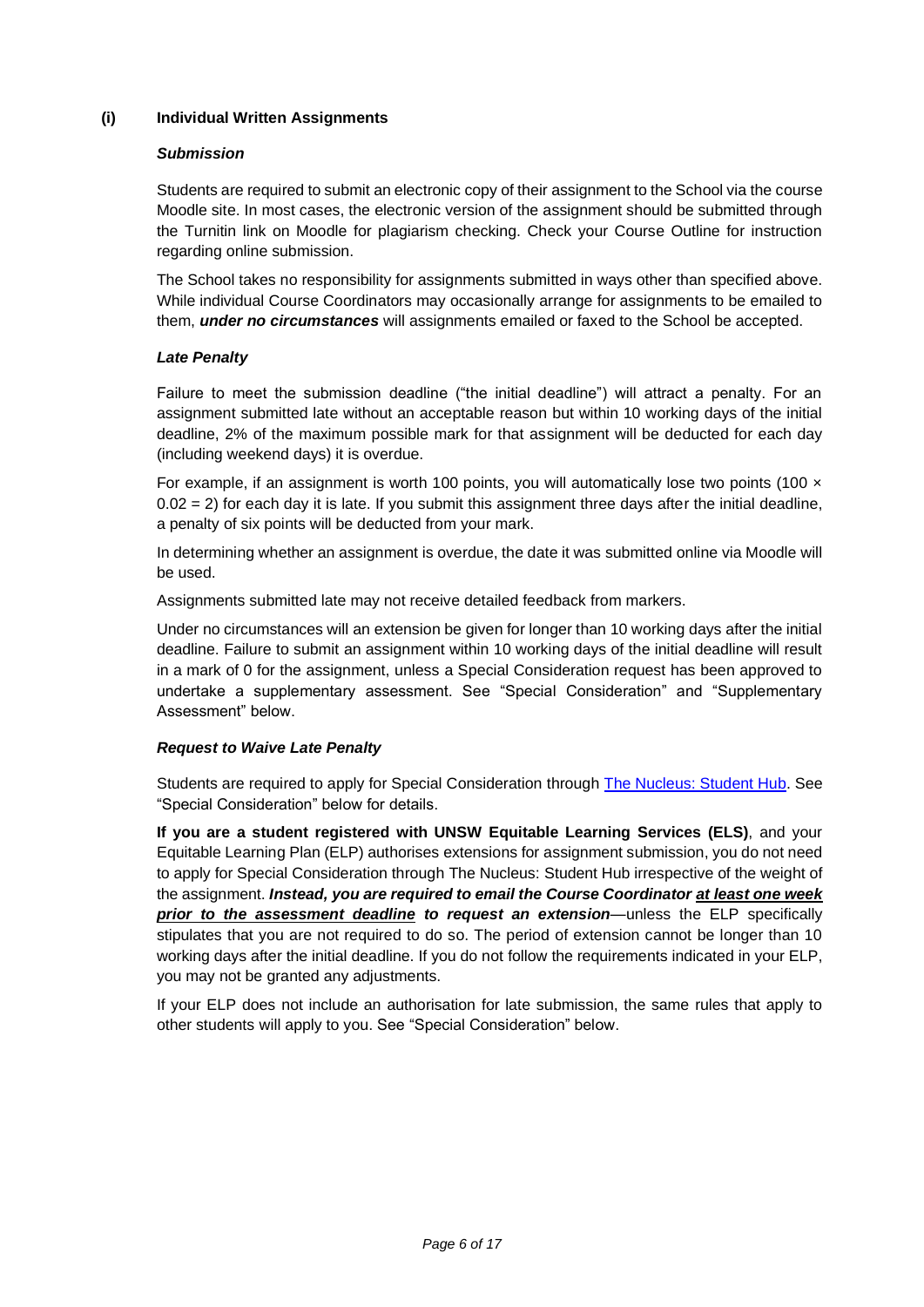### (i) Individual Written Assignments

#### *Submission*

Students are required to submit an electronic copy of their assignment to the School via the course Moodle site. In most cases, the electronic version of the assignment should be submitted through the Turnitin link on Moodle for plagiarism checking. Check your Course Outline for instruction regarding online submission.

The School takes no responsibility for assignments submitted in ways other than specified above. While individual Course Coordinators may occasionally arrange for assignments to be emailed to them, ***under no circumstances*** will assignments emailed or faxed to the School be accepted.

#### *Late Penalty*

Failure to meet the submission deadline ("the initial deadline") will attract a penalty. For an assignment submitted late without an acceptable reason but within 10 working days of the initial deadline, 2% of the maximum possible mark for that assignment will be deducted for each day (including weekend days) it is overdue.

For example, if an assignment is worth 100 points, you will automatically lose two points ($100 \times 0.02 = 2$) for each day it is late. If you submit this assignment three days after the initial deadline, a penalty of six points will be deducted from your mark.

In determining whether an assignment is overdue, the date it was submitted online via Moodle will be used.

Assignments submitted late may not receive detailed feedback from markers.

Under no circumstances will an extension be given for longer than 10 working days after the initial deadline. Failure to submit an assignment within 10 working days of the initial deadline will result in a mark of 0 for the assignment, unless a Special Consideration request has been approved to undertake a supplementary assessment. See "Special Consideration" and "Supplementary Assessment" below.

#### *Request to Waive Late Penalty*

Students are required to apply for Special Consideration through [The Nucleus: Student Hub](). See "Special Consideration" below for details.

**If you are a student registered with UNSW Equitable Learning Services (ELS)**, and your Equitable Learning Plan (ELP) authorises extensions for assignment submission, you do not need to apply for Special Consideration through The Nucleus: Student Hub irrespective of the weight of the assignment. ***Instead, you are required to email the Course Coordinator <u>at least one week prior to the assessment deadline</u> to request an extension***—unless the ELP specifically stipulates that you are not required to do so. The period of extension cannot be longer than 10 working days after the initial deadline. If you do not follow the requirements indicated in your ELP, you may not be granted any adjustments.

If your ELP does not include an authorisation for late submission, the same rules that apply to other students will apply to you. See "Special Consideration" below.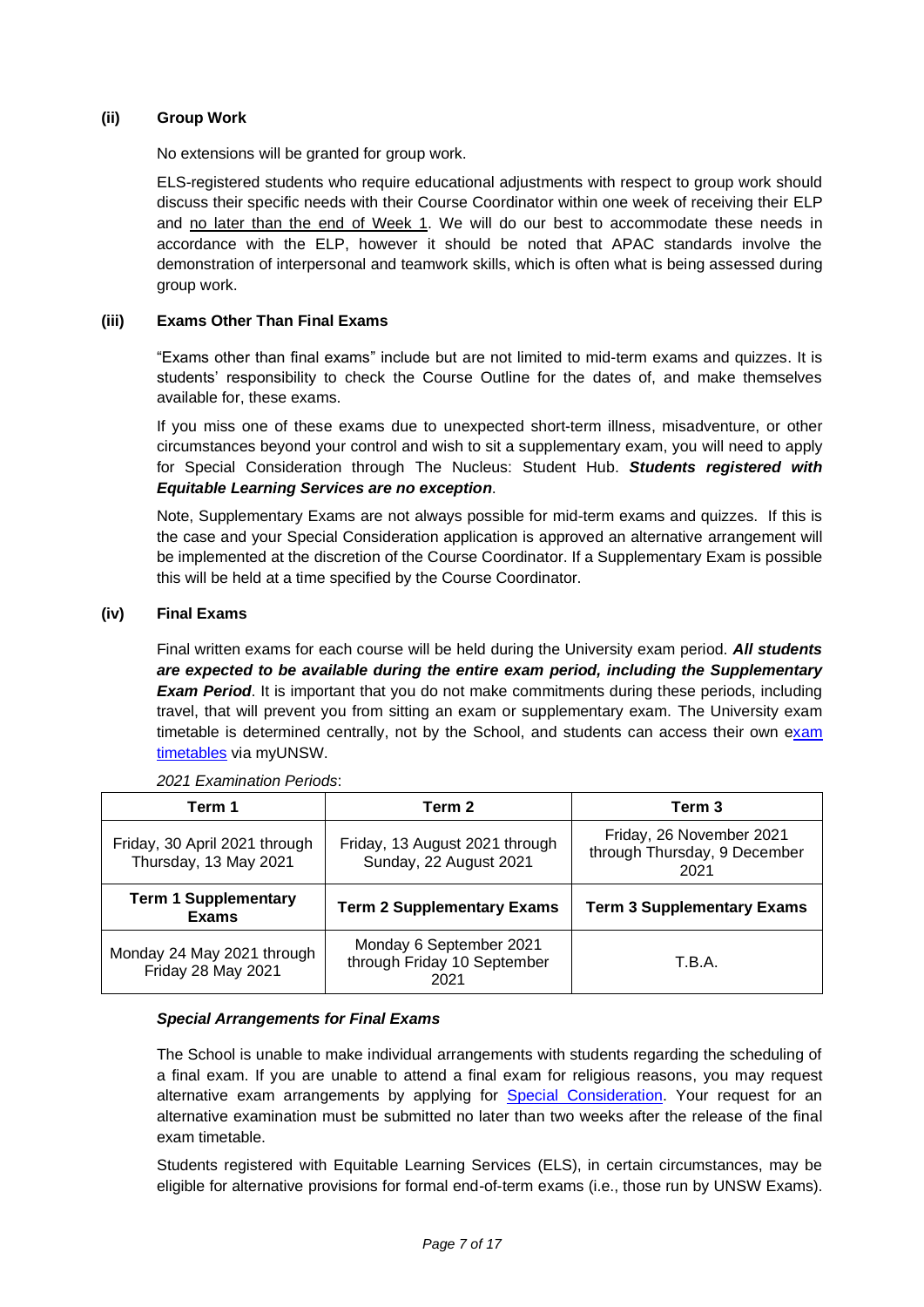#### (ii) Group Work

No extensions will be granted for group work.

ELS-registered students who require educational adjustments with respect to group work should discuss their specific needs with their Course Coordinator within one week of receiving their ELP and no later than the end of Week 1. We will do our best to accommodate these needs in accordance with the ELP, however it should be noted that APAC standards involve the demonstration of interpersonal and teamwork skills, which is often what is being assessed during group work.

#### (iii) Exams Other Than Final Exams

"Exams other than final exams" include but are not limited to mid-term exams and quizzes. It is students' responsibility to check the Course Outline for the dates of, and make themselves available for, these exams.

If you miss one of these exams due to unexpected short-term illness, misadventure, or other circumstances beyond your control and wish to sit a supplementary exam, you will need to apply for Special Consideration through The Nucleus: Student Hub. ***Students registered with Equitable Learning Services are no exception***.

Note, Supplementary Exams are not always possible for mid-term exams and quizzes. If this is the case and your Special Consideration application is approved an alternative arrangement will be implemented at the discretion of the Course Coordinator. If a Supplementary Exam is possible this will be held at a time specified by the Course Coordinator.

#### (iv) Final Exams

Final written exams for each course will be held during the University exam period. ***All students are expected to be available during the entire exam period, including the Supplementary Exam Period***. It is important that you do not make commitments during these periods, including travel, that will prevent you from sitting an exam or supplementary exam. The University exam timetable is determined centrally, not by the School, and students can access their own [exam timetables](exam timetables) via myUNSW.

*2021 Examination Periods*:

| Term 1 | Term 2 | Term 3 |
|---|---|---|
| Friday, 30 April 2021 through Thursday, 13 May 2021 | Friday, 13 August 2021 through Sunday, 22 August 2021 | Friday, 26 November 2021 through Thursday, 9 December 2021 |
| **Term 1 Supplementary Exams** | **Term 2 Supplementary Exams** | **Term 3 Supplementary Exams** |
| Monday 24 May 2021 through Friday 28 May 2021 | Monday 6 September 2021 through Friday 10 September 2021 | T.B.A. |

***Special Arrangements for Final Exams***

The School is unable to make individual arrangements with students regarding the scheduling of a final exam. If you are unable to attend a final exam for religious reasons, you may request alternative exam arrangements by applying for [Special Consideration](Special Consideration). Your request for an alternative examination must be submitted no later than two weeks after the release of the final exam timetable.

Students registered with Equitable Learning Services (ELS), in certain circumstances, may be eligible for alternative provisions for formal end-of-term exams (i.e., those run by UNSW Exams).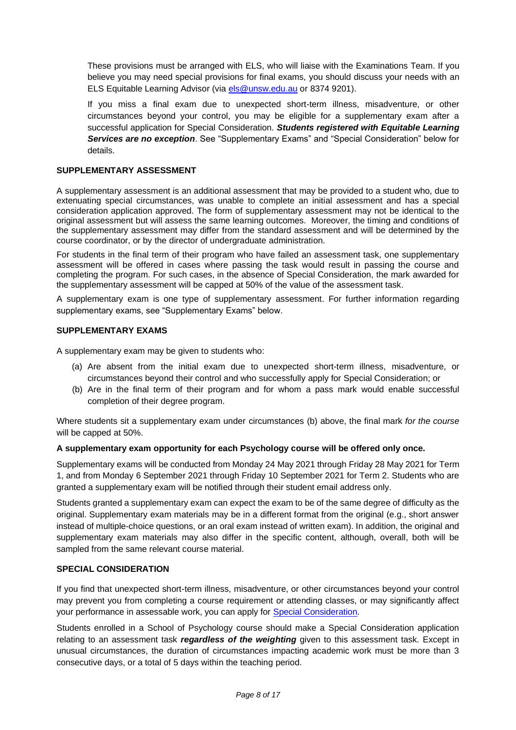These provisions must be arranged with ELS, who will liaise with the Examinations Team. If you believe you may need special provisions for final exams, you should discuss your needs with an ELS Equitable Learning Advisor (via [els@unsw.edu.au](mailto:els@unsw.edu.au) or 8374 9201).

If you miss a final exam due to unexpected short-term illness, misadventure, or other circumstances beyond your control, you may be eligible for a supplementary exam after a successful application for Special Consideration. ***Students registered with Equitable Learning Services are no exception***. See "Supplementary Exams" and "Special Consideration" below for details.

### SUPPLEMENTARY ASSESSMENT

A supplementary assessment is an additional assessment that may be provided to a student who, due to extenuating special circumstances, was unable to complete an initial assessment and has a special consideration application approved. The form of supplementary assessment may not be identical to the original assessment but will assess the same learning outcomes. Moreover, the timing and conditions of the supplementary assessment may differ from the standard assessment and will be determined by the course coordinator, or by the director of undergraduate administration.

For students in the final term of their program who have failed an assessment task, one supplementary assessment will be offered in cases where passing the task would result in passing the course and completing the program. For such cases, in the absence of Special Consideration, the mark awarded for the supplementary assessment will be capped at 50% of the value of the assessment task.

A supplementary exam is one type of supplementary assessment. For further information regarding supplementary exams, see "Supplementary Exams" below.

### SUPPLEMENTARY EXAMS

A supplementary exam may be given to students who:

(a) Are absent from the initial exam due to unexpected short-term illness, misadventure, or circumstances beyond their control and who successfully apply for Special Consideration; or
(b) Are in the final term of their program and for whom a pass mark would enable successful completion of their degree program.

Where students sit a supplementary exam under circumstances (b) above, the final mark *for the course* will be capped at 50%.

**A supplementary exam opportunity for each Psychology course will be offered only once.**

Supplementary exams will be conducted from Monday 24 May 2021 through Friday 28 May 2021 for Term 1, and from Monday 6 September 2021 through Friday 10 September 2021 for Term 2. Students who are granted a supplementary exam will be notified through their student email address only.

Students granted a supplementary exam can expect the exam to be of the same degree of difficulty as the original. Supplementary exam materials may be in a different format from the original (e.g., short answer instead of multiple-choice questions, or an oral exam instead of written exam). In addition, the original and supplementary exam materials may also differ in the specific content, although, overall, both will be sampled from the same relevant course material.

### SPECIAL CONSIDERATION

If you find that unexpected short-term illness, misadventure, or other circumstances beyond your control may prevent you from completing a course requirement or attending classes, or may significantly affect your performance in assessable work, you can apply for [Special Consideration](#).

Students enrolled in a School of Psychology course should make a Special Consideration application relating to an assessment task ***regardless of the weighting*** given to this assessment task. Except in unusual circumstances, the duration of circumstances impacting academic work must be more than 3 consecutive days, or a total of 5 days within the teaching period.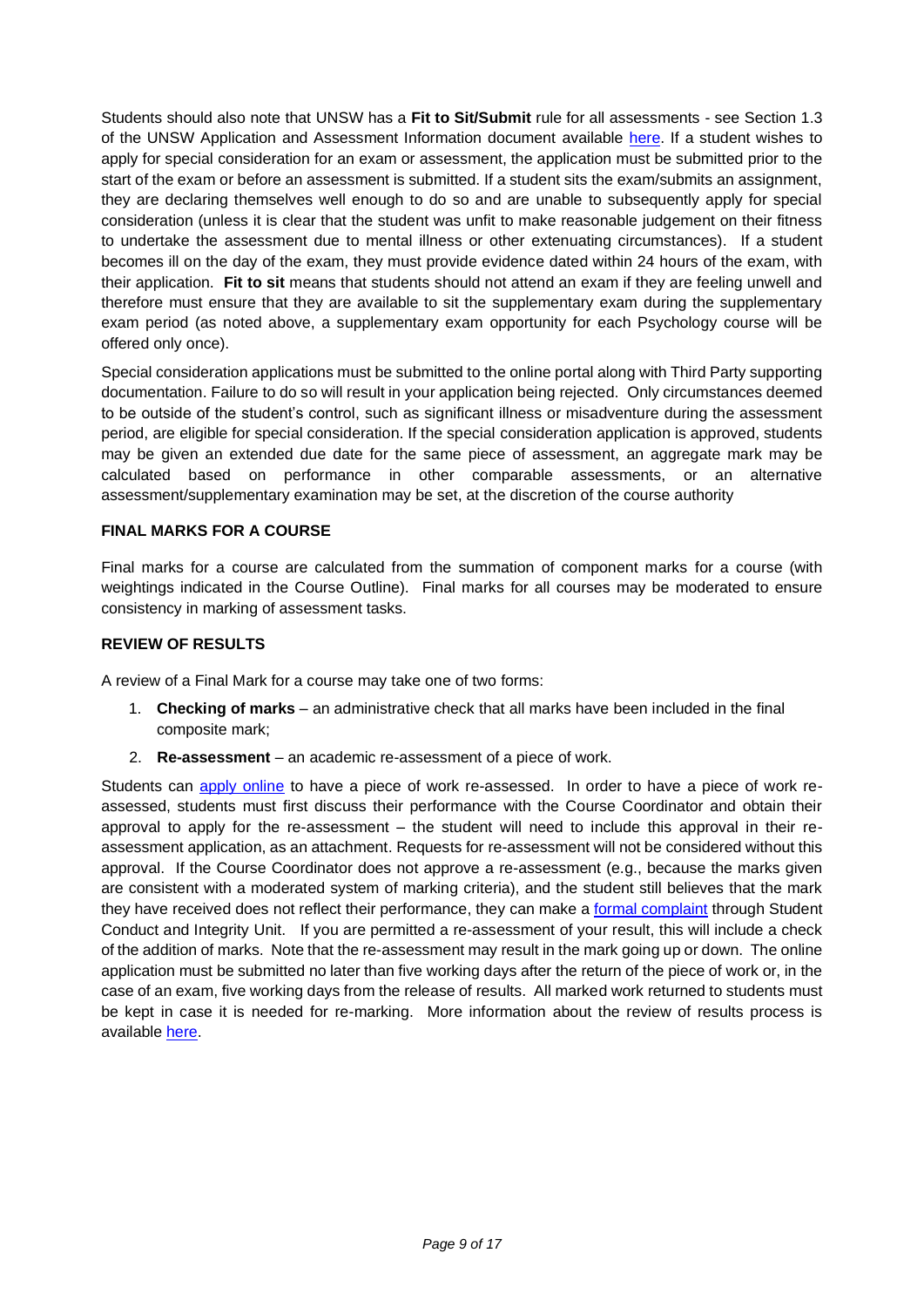Students should also note that UNSW has a **Fit to Sit/Submit** rule for all assessments - see Section 1.3 of the UNSW Application and Assessment Information document available [here](). If a student wishes to apply for special consideration for an exam or assessment, the application must be submitted prior to the start of the exam or before an assessment is submitted. If a student sits the exam/submits an assignment, they are declaring themselves well enough to do so and are unable to subsequently apply for special consideration (unless it is clear that the student was unfit to make reasonable judgement on their fitness to undertake the assessment due to mental illness or other extenuating circumstances). If a student becomes ill on the day of the exam, they must provide evidence dated within 24 hours of the exam, with their application. **Fit to sit** means that students should not attend an exam if they are feeling unwell and therefore must ensure that they are available to sit the supplementary exam during the supplementary exam period (as noted above, a supplementary exam opportunity for each Psychology course will be offered only once).

Special consideration applications must be submitted to the online portal along with Third Party supporting documentation. Failure to do so will result in your application being rejected. Only circumstances deemed to be outside of the student's control, such as significant illness or misadventure during the assessment period, are eligible for special consideration. If the special consideration application is approved, students may be given an extended due date for the same piece of assessment, an aggregate mark may be calculated based on performance in other comparable assessments, or an alternative assessment/supplementary examination may be set, at the discretion of the course authority

## FINAL MARKS FOR A COURSE

Final marks for a course are calculated from the summation of component marks for a course (with weightings indicated in the Course Outline). Final marks for all courses may be moderated to ensure consistency in marking of assessment tasks.

## REVIEW OF RESULTS

A review of a Final Mark for a course may take one of two forms:

1. **Checking of marks** – an administrative check that all marks have been included in the final composite mark;
2. **Re-assessment** – an academic re-assessment of a piece of work.

Students can [apply online]() to have a piece of work re-assessed. In order to have a piece of work re-assessed, students must first discuss their performance with the Course Coordinator and obtain their approval to apply for the re-assessment – the student will need to include this approval in their re-assessment application, as an attachment. Requests for re-assessment will not be considered without this approval. If the Course Coordinator does not approve a re-assessment (e.g., because the marks given are consistent with a moderated system of marking criteria), and the student still believes that the mark they have received does not reflect their performance, they can make a [formal complaint]() through Student Conduct and Integrity Unit. If you are permitted a re-assessment of your result, this will include a check of the addition of marks. Note that the re-assessment may result in the mark going up or down. The online application must be submitted no later than five working days after the return of the piece of work or, in the case of an exam, five working days from the release of results. All marked work returned to students must be kept in case it is needed for re-marking. More information about the review of results process is available [here]().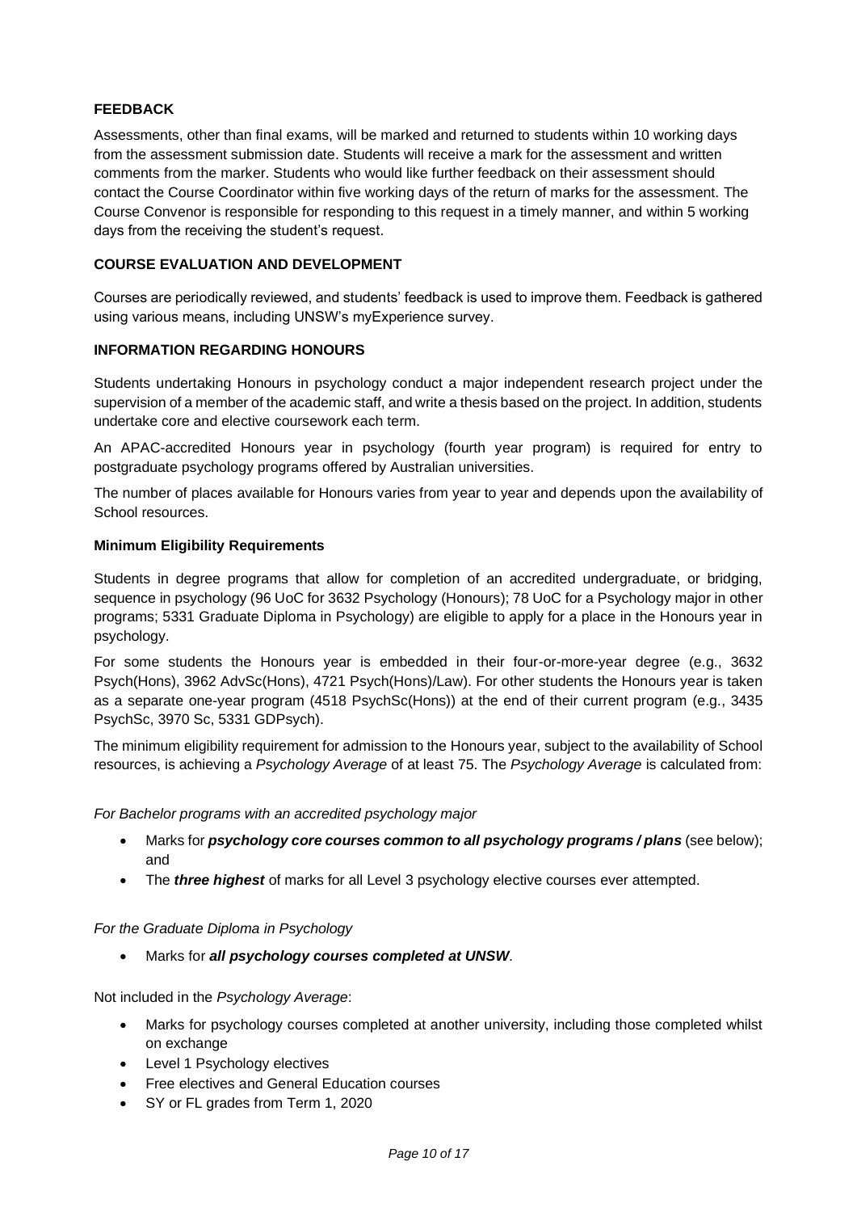**FEEDBACK**

Assessments, other than final exams, will be marked and returned to students within 10 working days from the assessment submission date. Students will receive a mark for the assessment and written comments from the marker. Students who would like further feedback on their assessment should contact the Course Coordinator within five working days of the return of marks for the assessment. The Course Convenor is responsible for responding to this request in a timely manner, and within 5 working days from the receiving the student's request.

**COURSE EVALUATION AND DEVELOPMENT**

Courses are periodically reviewed, and students' feedback is used to improve them. Feedback is gathered using various means, including UNSW's myExperience survey.

**INFORMATION REGARDING HONOURS**

Students undertaking Honours in psychology conduct a major independent research project under the supervision of a member of the academic staff, and write a thesis based on the project. In addition, students undertake core and elective coursework each term.

An APAC-accredited Honours year in psychology (fourth year program) is required for entry to postgraduate psychology programs offered by Australian universities.

The number of places available for Honours varies from year to year and depends upon the availability of School resources.

**Minimum Eligibility Requirements**

Students in degree programs that allow for completion of an accredited undergraduate, or bridging, sequence in psychology (96 UoC for 3632 Psychology (Honours); 78 UoC for a Psychology major in other programs; 5331 Graduate Diploma in Psychology) are eligible to apply for a place in the Honours year in psychology.

For some students the Honours year is embedded in their four-or-more-year degree (e.g., 3632 Psych(Hons), 3962 AdvSc(Hons), 4721 Psych(Hons)/Law). For other students the Honours year is taken as a separate one-year program (4518 PsychSc(Hons)) at the end of their current program (e.g., 3435 PsychSc, 3970 Sc, 5331 GDPsych).

The minimum eligibility requirement for admission to the Honours year, subject to the availability of School resources, is achieving a *Psychology Average* of at least 75. The *Psychology Average* is calculated from:

*For Bachelor programs with an accredited psychology major*

- Marks for ***psychology core courses common to all psychology programs / plans*** (see below); and
- The ***three highest*** of marks for all Level 3 psychology elective courses ever attempted.

*For the Graduate Diploma in Psychology*

- Marks for ***all psychology courses completed at UNSW***.

Not included in the *Psychology Average*:

- Marks for psychology courses completed at another university, including those completed whilst on exchange
- Level 1 Psychology electives
- Free electives and General Education courses
- SY or FL grades from Term 1, 2020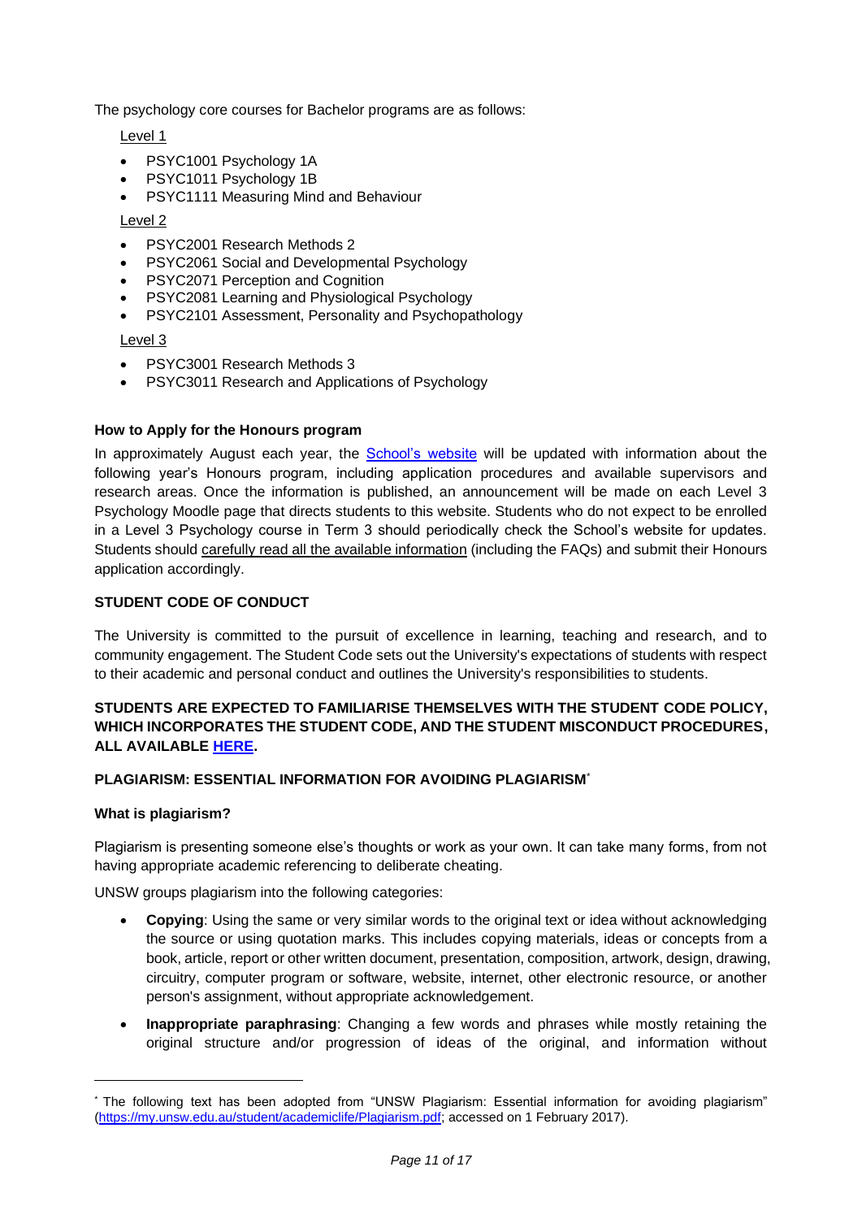The psychology core courses for Bachelor programs are as follows:

Level 1

- PSYC1001 Psychology 1A
- PSYC1011 Psychology 1B
- PSYC1111 Measuring Mind and Behaviour

Level 2

- PSYC2001 Research Methods 2
- PSYC2061 Social and Developmental Psychology
- PSYC2071 Perception and Cognition
- PSYC2081 Learning and Physiological Psychology
- PSYC2101 Assessment, Personality and Psychopathology

Level 3

- PSYC3001 Research Methods 3
- PSYC3011 Research and Applications of Psychology

### How to Apply for the Honours program

In approximately August each year, the School's website will be updated with information about the following year's Honours program, including application procedures and available supervisors and research areas. Once the information is published, an announcement will be made on each Level 3 Psychology Moodle page that directs students to this website. Students who do not expect to be enrolled in a Level 3 Psychology course in Term 3 should periodically check the School's website for updates. Students should carefully read all the available information (including the FAQs) and submit their Honours application accordingly.

## STUDENT CODE OF CONDUCT

The University is committed to the pursuit of excellence in learning, teaching and research, and to community engagement. The Student Code sets out the University's expectations of students with respect to their academic and personal conduct and outlines the University's responsibilities to students.

**STUDENTS ARE EXPECTED TO FAMILIARISE THEMSELVES WITH THE STUDENT CODE POLICY, WHICH INCORPORATES THE STUDENT CODE, AND THE STUDENT MISCONDUCT PROCEDURES, ALL AVAILABLE HERE.**

## PLAGIARISM: ESSENTIAL INFORMATION FOR AVOIDING PLAGIARISM[*]

### What is plagiarism?

Plagiarism is presenting someone else's thoughts or work as your own. It can take many forms, from not having appropriate academic referencing to deliberate cheating.

UNSW groups plagiarism into the following categories:

- **Copying**: Using the same or very similar words to the original text or idea without acknowledging the source or using quotation marks. This includes copying materials, ideas or concepts from a book, article, report or other written document, presentation, composition, artwork, design, drawing, circuitry, computer program or software, website, internet, other electronic resource, or another person's assignment, without appropriate acknowledgement.
- **Inappropriate paraphrasing**: Changing a few words and phrases while mostly retaining the original structure and/or progression of ideas of the original, and information without

[*] The following text has been adopted from "UNSW Plagiarism: Essential information for avoiding plagiarism" (https://my.unsw.edu.au/student/academiclife/Plagiarism.pdf; accessed on 1 February 2017).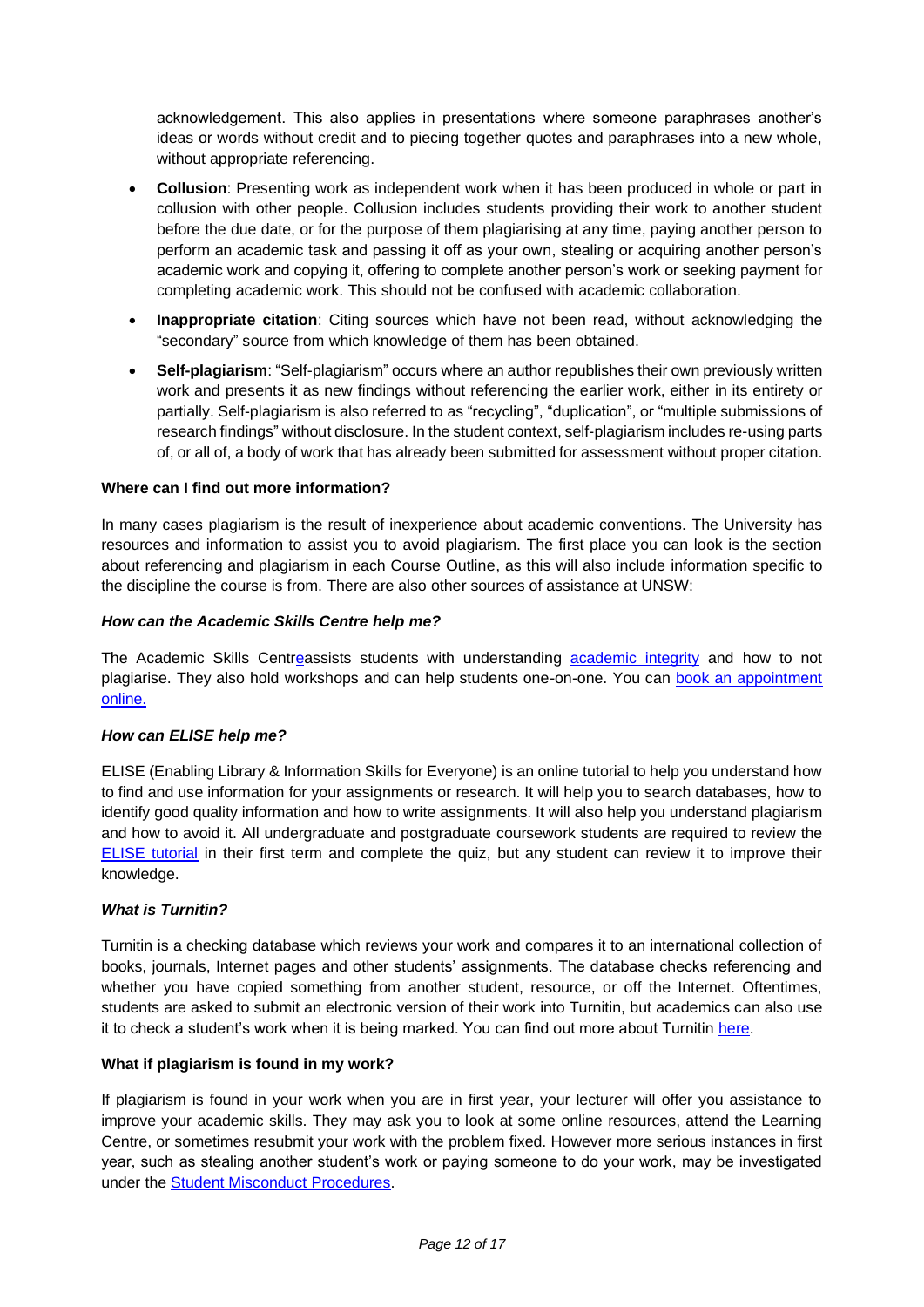acknowledgement. This also applies in presentations where someone paraphrases another's ideas or words without credit and to piecing together quotes and paraphrases into a new whole, without appropriate referencing.

- **Collusion**: Presenting work as independent work when it has been produced in whole or part in collusion with other people. Collusion includes students providing their work to another student before the due date, or for the purpose of them plagiarising at any time, paying another person to perform an academic task and passing it off as your own, stealing or acquiring another person's academic work and copying it, offering to complete another person's work or seeking payment for completing academic work. This should not be confused with academic collaboration.
- **Inappropriate citation**: Citing sources which have not been read, without acknowledging the "secondary" source from which knowledge of them has been obtained.
- **Self-plagiarism**: "Self-plagiarism" occurs where an author republishes their own previously written work and presents it as new findings without referencing the earlier work, either in its entirety or partially. Self-plagiarism is also referred to as "recycling", "duplication", or "multiple submissions of research findings" without disclosure. In the student context, self-plagiarism includes re-using parts of, or all of, a body of work that has already been submitted for assessment without proper citation.

**Where can I find out more information?**

In many cases plagiarism is the result of inexperience about academic conventions. The University has resources and information to assist you to avoid plagiarism. The first place you can look is the section about referencing and plagiarism in each Course Outline, as this will also include information specific to the discipline the course is from. There are also other sources of assistance at UNSW:

***How can the Academic Skills Centre help me?***

The Academic Skills Centreassists students with understanding academic integrity and how to not plagiarise. They also hold workshops and can help students one-on-one. You can book an appointment online.

***How can ELISE help me?***

ELISE (Enabling Library & Information Skills for Everyone) is an online tutorial to help you understand how to find and use information for your assignments or research. It will help you to search databases, how to identify good quality information and how to write assignments. It will also help you understand plagiarism and how to avoid it. All undergraduate and postgraduate coursework students are required to review the ELISE tutorial in their first term and complete the quiz, but any student can review it to improve their knowledge.

***What is Turnitin?***

Turnitin is a checking database which reviews your work and compares it to an international collection of books, journals, Internet pages and other students' assignments. The database checks referencing and whether you have copied something from another student, resource, or off the Internet. Oftentimes, students are asked to submit an electronic version of their work into Turnitin, but academics can also use it to check a student's work when it is being marked. You can find out more about Turnitin here.

**What if plagiarism is found in my work?**

If plagiarism is found in your work when you are in first year, your lecturer will offer you assistance to improve your academic skills. They may ask you to look at some online resources, attend the Learning Centre, or sometimes resubmit your work with the problem fixed. However more serious instances in first year, such as stealing another student's work or paying someone to do your work, may be investigated under the Student Misconduct Procedures.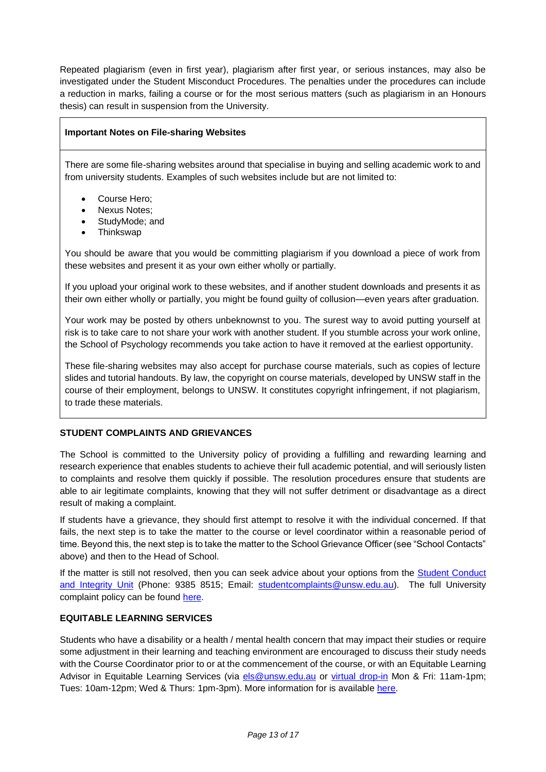Repeated plagiarism (even in first year), plagiarism after first year, or serious instances, may also be investigated under the Student Misconduct Procedures. The penalties under the procedures can include a reduction in marks, failing a course or for the most serious matters (such as plagiarism in an Honours thesis) can result in suspension from the University.

**Important Notes on File-sharing Websites**

There are some file-sharing websites around that specialise in buying and selling academic work to and from university students. Examples of such websites include but are not limited to:

- Course Hero;
- Nexus Notes;
- StudyMode; and
- Thinkswap

You should be aware that you would be committing plagiarism if you download a piece of work from these websites and present it as your own either wholly or partially.

If you upload your original work to these websites, and if another student downloads and presents it as their own either wholly or partially, you might be found guilty of collusion—even years after graduation.

Your work may be posted by others unbeknownst to you. The surest way to avoid putting yourself at risk is to take care to not share your work with another student. If you stumble across your work online, the School of Psychology recommends you take action to have it removed at the earliest opportunity.

These file-sharing websites may also accept for purchase course materials, such as copies of lecture slides and tutorial handouts. By law, the copyright on course materials, developed by UNSW staff in the course of their employment, belongs to UNSW. It constitutes copyright infringement, if not plagiarism, to trade these materials.

## STUDENT COMPLAINTS AND GRIEVANCES

The School is committed to the University policy of providing a fulfilling and rewarding learning and research experience that enables students to achieve their full academic potential, and will seriously listen to complaints and resolve them quickly if possible. The resolution procedures ensure that students are able to air legitimate complaints, knowing that they will not suffer detriment or disadvantage as a direct result of making a complaint.

If students have a grievance, they should first attempt to resolve it with the individual concerned. If that fails, the next step is to take the matter to the course or level coordinator within a reasonable period of time. Beyond this, the next step is to take the matter to the School Grievance Officer (see "School Contacts" above) and then to the Head of School.

If the matter is still not resolved, then you can seek advice about your options from the Student Conduct and Integrity Unit (Phone: 9385 8515; Email: studentcomplaints@unsw.edu.au). The full University complaint policy can be found here.

## EQUITABLE LEARNING SERVICES

Students who have a disability or a health / mental health concern that may impact their studies or require some adjustment in their learning and teaching environment are encouraged to discuss their study needs with the Course Coordinator prior to or at the commencement of the course, or with an Equitable Learning Advisor in Equitable Learning Services (via els@unsw.edu.au or virtual drop-in Mon & Fri: 11am-1pm; Tues: 10am-12pm; Wed & Thurs: 1pm-3pm). More information for is available here.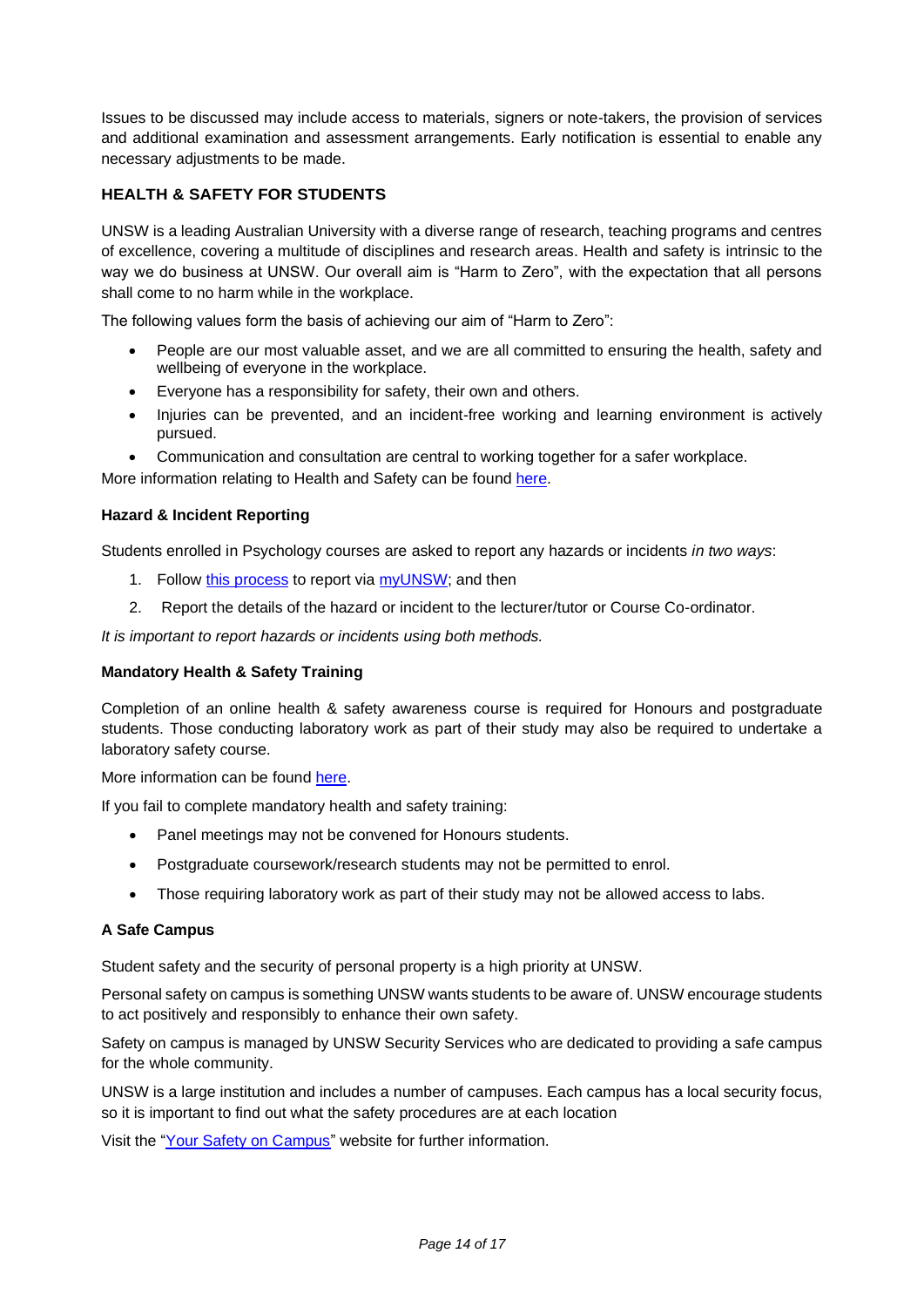Issues to be discussed may include access to materials, signers or note-takers, the provision of services and additional examination and assessment arrangements. Early notification is essential to enable any necessary adjustments to be made.

## HEALTH & SAFETY FOR STUDENTS

UNSW is a leading Australian University with a diverse range of research, teaching programs and centres of excellence, covering a multitude of disciplines and research areas. Health and safety is intrinsic to the way we do business at UNSW. Our overall aim is "Harm to Zero", with the expectation that all persons shall come to no harm while in the workplace.

The following values form the basis of achieving our aim of "Harm to Zero":

- People are our most valuable asset, and we are all committed to ensuring the health, safety and wellbeing of everyone in the workplace.
- Everyone has a responsibility for safety, their own and others.
- Injuries can be prevented, and an incident-free working and learning environment is actively pursued.
- Communication and consultation are central to working together for a safer workplace.

More information relating to Health and Safety can be found here.

### Hazard & Incident Reporting

Students enrolled in Psychology courses are asked to report any hazards or incidents *in two ways*:

1. Follow this process to report via myUNSW; and then
2. Report the details of the hazard or incident to the lecturer/tutor or Course Co-ordinator.

*It is important to report hazards or incidents using both methods.*

### Mandatory Health & Safety Training

Completion of an online health & safety awareness course is required for Honours and postgraduate students. Those conducting laboratory work as part of their study may also be required to undertake a laboratory safety course.

More information can be found here.

If you fail to complete mandatory health and safety training:

- Panel meetings may not be convened for Honours students.
- Postgraduate coursework/research students may not be permitted to enrol.
- Those requiring laboratory work as part of their study may not be allowed access to labs.

### A Safe Campus

Student safety and the security of personal property is a high priority at UNSW.

Personal safety on campus is something UNSW wants students to be aware of. UNSW encourage students to act positively and responsibly to enhance their own safety.

Safety on campus is managed by UNSW Security Services who are dedicated to providing a safe campus for the whole community.

UNSW is a large institution and includes a number of campuses. Each campus has a local security focus, so it is important to find out what the safety procedures are at each location

Visit the "Your Safety on Campus" website for further information.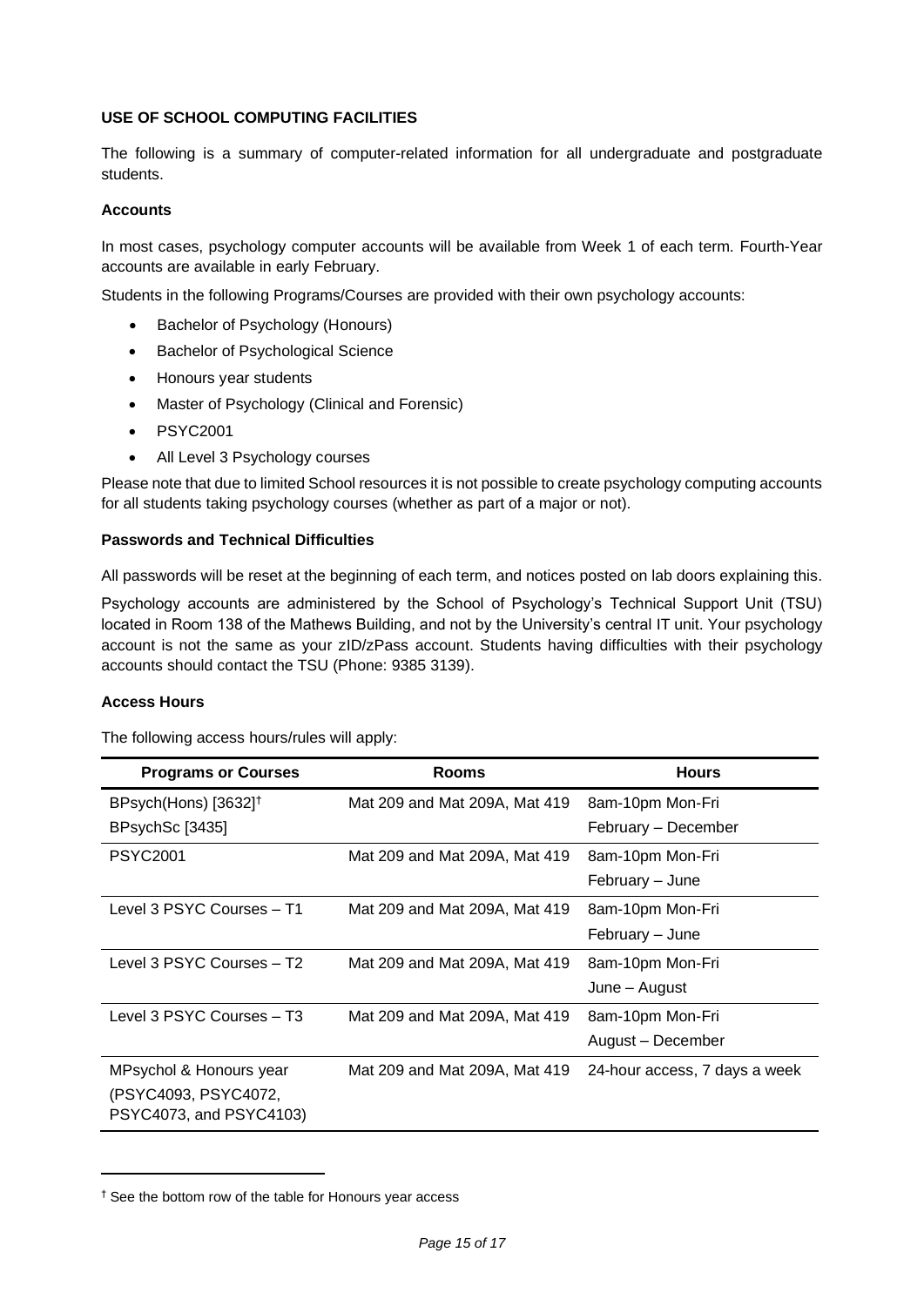## USE OF SCHOOL COMPUTING FACILITIES

The following is a summary of computer-related information for all undergraduate and postgraduate students.

### Accounts

In most cases, psychology computer accounts will be available from Week 1 of each term. Fourth-Year accounts are available in early February.

Students in the following Programs/Courses are provided with their own psychology accounts:

- Bachelor of Psychology (Honours)
- Bachelor of Psychological Science
- Honours year students
- Master of Psychology (Clinical and Forensic)
- PSYC2001
- All Level 3 Psychology courses

Please note that due to limited School resources it is not possible to create psychology computing accounts for all students taking psychology courses (whether as part of a major or not).

### Passwords and Technical Difficulties

All passwords will be reset at the beginning of each term, and notices posted on lab doors explaining this.

Psychology accounts are administered by the School of Psychology's Technical Support Unit (TSU) located in Room 138 of the Mathews Building, and not by the University's central IT unit. Your psychology account is not the same as your zID/zPass account. Students having difficulties with their psychology accounts should contact the TSU (Phone: 9385 3139).

### Access Hours

The following access hours/rules will apply:

| Programs or Courses | Rooms | Hours |
|---|---|---|
| BPsych(Hons) [3632]† <br> BPsychSc [3435] | Mat 209 and Mat 209A, Mat 419 | 8am-10pm Mon-Fri <br> February – December |
| PSYC2001 | Mat 209 and Mat 209A, Mat 419 | 8am-10pm Mon-Fri <br> February – June |
| Level 3 PSYC Courses – T1 | Mat 209 and Mat 209A, Mat 419 | 8am-10pm Mon-Fri <br> February – June |
| Level 3 PSYC Courses – T2 | Mat 209 and Mat 209A, Mat 419 | 8am-10pm Mon-Fri <br> June – August |
| Level 3 PSYC Courses – T3 | Mat 209 and Mat 209A, Mat 419 | 8am-10pm Mon-Fri <br> August – December |
| MPsychol & Honours year (PSYC4093, PSYC4072, PSYC4073, and PSYC4103) | Mat 209 and Mat 209A, Mat 419 | 24-hour access, 7 days a week |

† See the bottom row of the table for Honours year access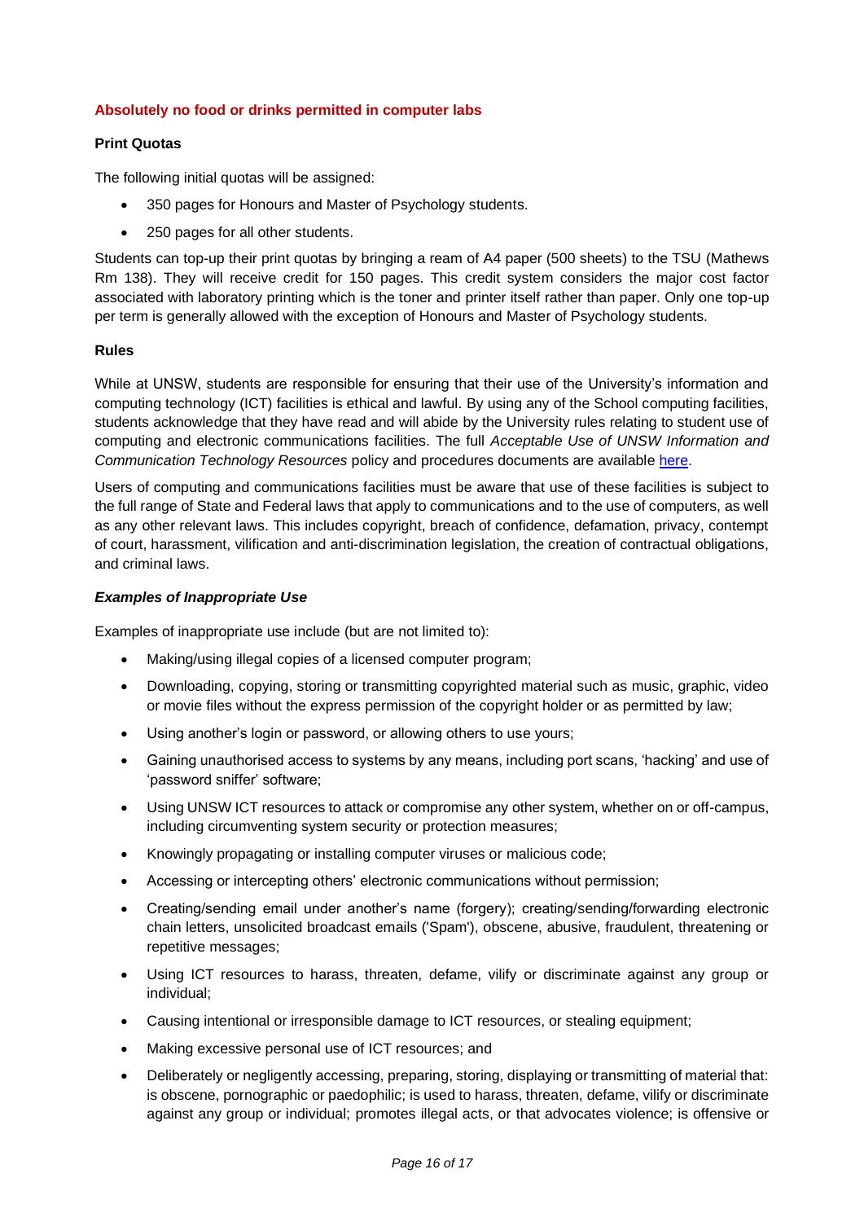**Absolutely no food or drinks permitted in computer labs**

**Print Quotas**

The following initial quotas will be assigned:

- 350 pages for Honours and Master of Psychology students.
- 250 pages for all other students.

Students can top-up their print quotas by bringing a ream of A4 paper (500 sheets) to the TSU (Mathews Rm 138). They will receive credit for 150 pages. This credit system considers the major cost factor associated with laboratory printing which is the toner and printer itself rather than paper. Only one top-up per term is generally allowed with the exception of Honours and Master of Psychology students.

**Rules**

While at UNSW, students are responsible for ensuring that their use of the University's information and computing technology (ICT) facilities is ethical and lawful. By using any of the School computing facilities, students acknowledge that they have read and will abide by the University rules relating to student use of computing and electronic communications facilities. The full *Acceptable Use of UNSW Information and Communication Technology Resources* policy and procedures documents are available here.

Users of computing and communications facilities must be aware that use of these facilities is subject to the full range of State and Federal laws that apply to communications and to the use of computers, as well as any other relevant laws. This includes copyright, breach of confidence, defamation, privacy, contempt of court, harassment, vilification and anti-discrimination legislation, the creation of contractual obligations, and criminal laws.

***Examples of Inappropriate Use***

Examples of inappropriate use include (but are not limited to):

- Making/using illegal copies of a licensed computer program;
- Downloading, copying, storing or transmitting copyrighted material such as music, graphic, video or movie files without the express permission of the copyright holder or as permitted by law;
- Using another's login or password, or allowing others to use yours;
- Gaining unauthorised access to systems by any means, including port scans, 'hacking' and use of 'password sniffer' software;
- Using UNSW ICT resources to attack or compromise any other system, whether on or off-campus, including circumventing system security or protection measures;
- Knowingly propagating or installing computer viruses or malicious code;
- Accessing or intercepting others' electronic communications without permission;
- Creating/sending email under another's name (forgery); creating/sending/forwarding electronic chain letters, unsolicited broadcast emails ('Spam'), obscene, abusive, fraudulent, threatening or repetitive messages;
- Using ICT resources to harass, threaten, defame, vilify or discriminate against any group or individual;
- Causing intentional or irresponsible damage to ICT resources, or stealing equipment;
- Making excessive personal use of ICT resources; and
- Deliberately or negligently accessing, preparing, storing, displaying or transmitting of material that: is obscene, pornographic or paedophilic; is used to harass, threaten, defame, vilify or discriminate against any group or individual; promotes illegal acts, or that advocates violence; is offensive or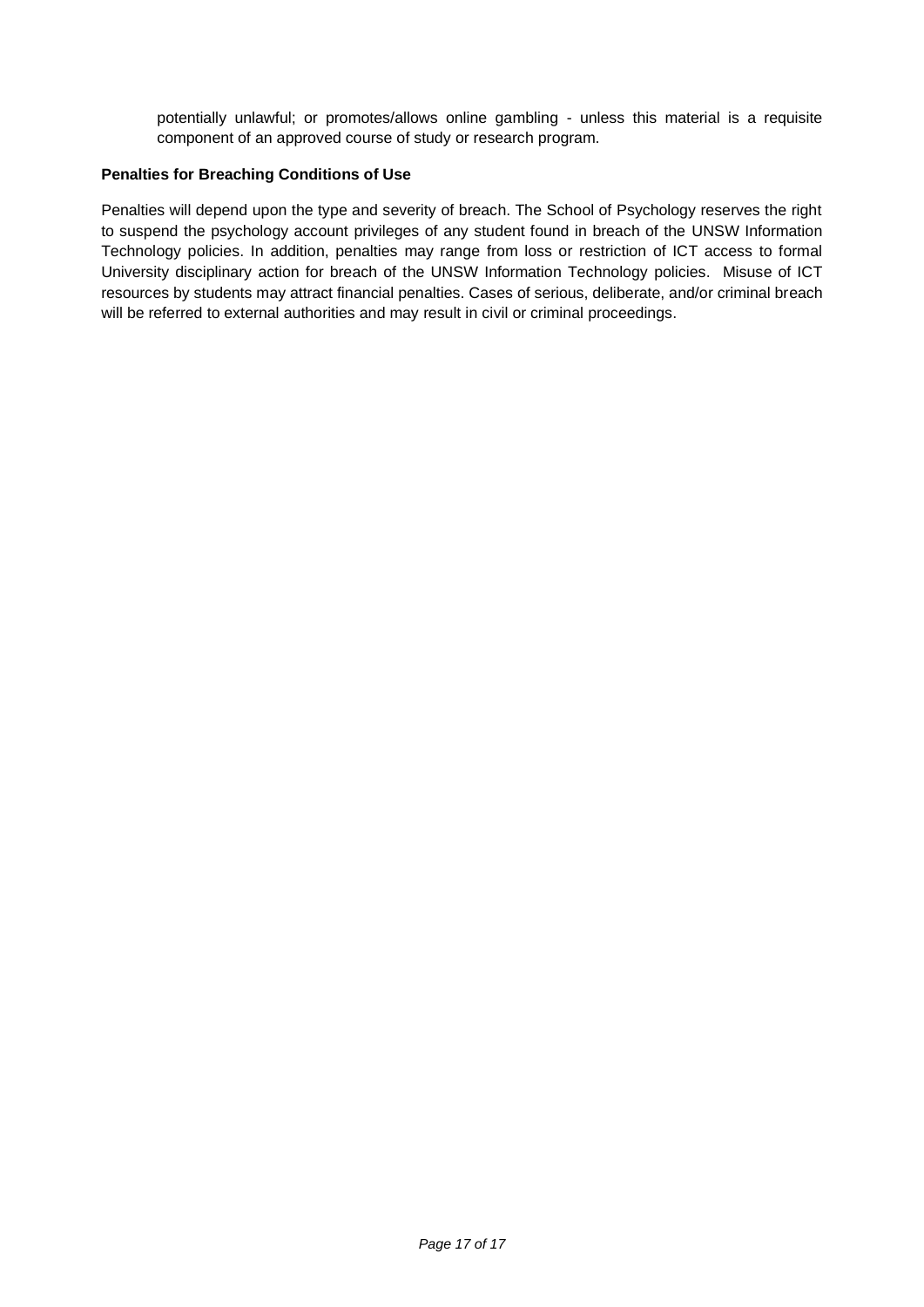potentially unlawful; or promotes/allows online gambling - unless this material is a requisite component of an approved course of study or research program.

**Penalties for Breaching Conditions of Use**

Penalties will depend upon the type and severity of breach. The School of Psychology reserves the right to suspend the psychology account privileges of any student found in breach of the UNSW Information Technology policies. In addition, penalties may range from loss or restriction of ICT access to formal University disciplinary action for breach of the UNSW Information Technology policies. Misuse of ICT resources by students may attract financial penalties. Cases of serious, deliberate, and/or criminal breach will be referred to external authorities and may result in civil or criminal proceedings.